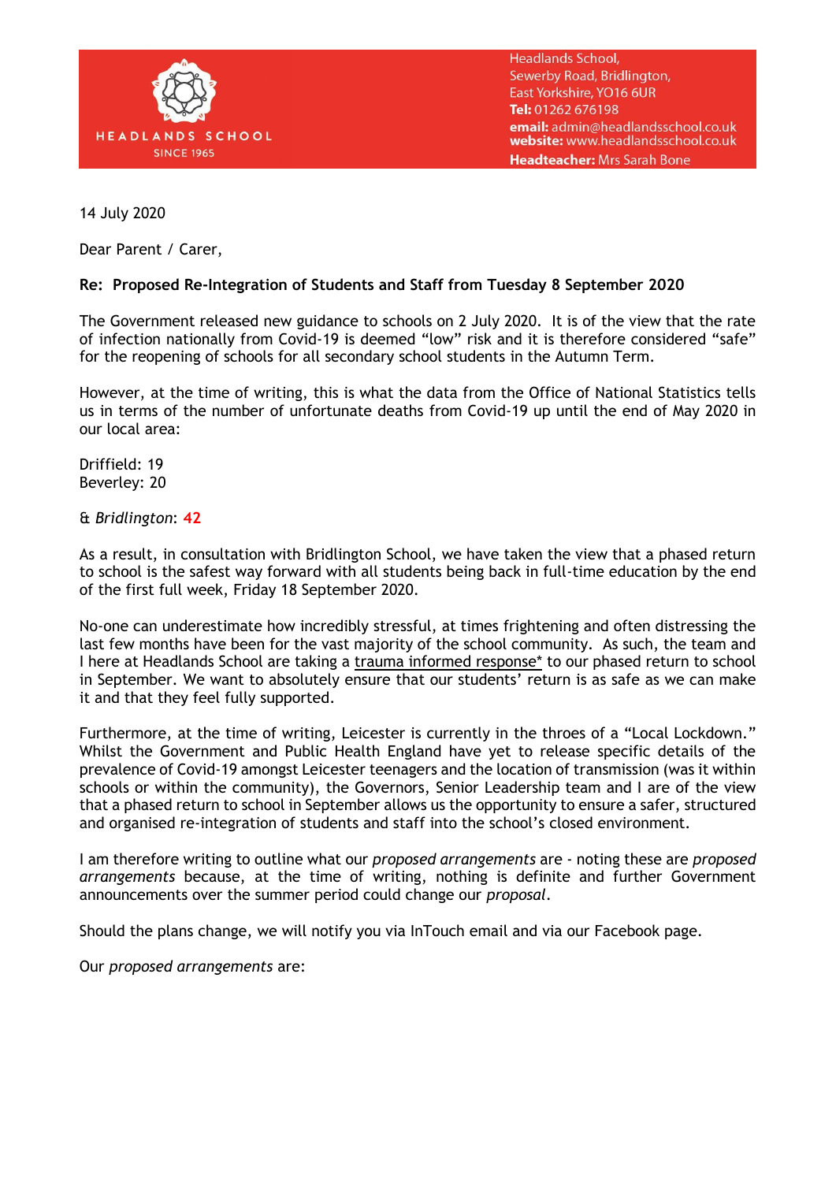HEADLANDS SCHOOL
SINCE 1965

Headlands School,
Sewerby Road, Bridlington,
East Yorkshire, YO16 6UR
**Tel:** 01262 676198
**email:** admin@headlandsschool.co.uk
**website:** www.headlandsschool.co.uk
**Headteacher:** Mrs Sarah Bone

14 July 2020

Dear Parent / Carer,

**Re: Proposed Re-Integration of Students and Staff from Tuesday 8 September 2020**

The Government released new guidance to schools on 2 July 2020. It is of the view that the rate of infection nationally from Covid-19 is deemed "low" risk and it is therefore considered "safe" for the reopening of schools for all secondary school students in the Autumn Term.

However, at the time of writing, this is what the data from the Office of National Statistics tells us in terms of the number of unfortunate deaths from Covid-19 up until the end of May 2020 in our local area:

Driffield: 19
Beverley: 20

& *Bridlington*: **42**

As a result, in consultation with Bridlington School, we have taken the view that a phased return to school is the safest way forward with all students being back in full-time education by the end of the first full week, Friday 18 September 2020.

No-one can underestimate how incredibly stressful, at times frightening and often distressing the last few months have been for the vast majority of the school community. As such, the team and I here at Headlands School are taking a trauma informed response* to our phased return to school in September. We want to absolutely ensure that our students' return is as safe as we can make it and that they feel fully supported.

Furthermore, at the time of writing, Leicester is currently in the throes of a "Local Lockdown." Whilst the Government and Public Health England have yet to release specific details of the prevalence of Covid-19 amongst Leicester teenagers and the location of transmission (was it within schools or within the community), the Governors, Senior Leadership team and I are of the view that a phased return to school in September allows us the opportunity to ensure a safer, structured and organised re-integration of students and staff into the school's closed environment.

I am therefore writing to outline what our *proposed arrangements* are - noting these are *proposed arrangements* because, at the time of writing, nothing is definite and further Government announcements over the summer period could change our *proposal*.

Should the plans change, we will notify you via InTouch email and via our Facebook page.

Our *proposed arrangements* are: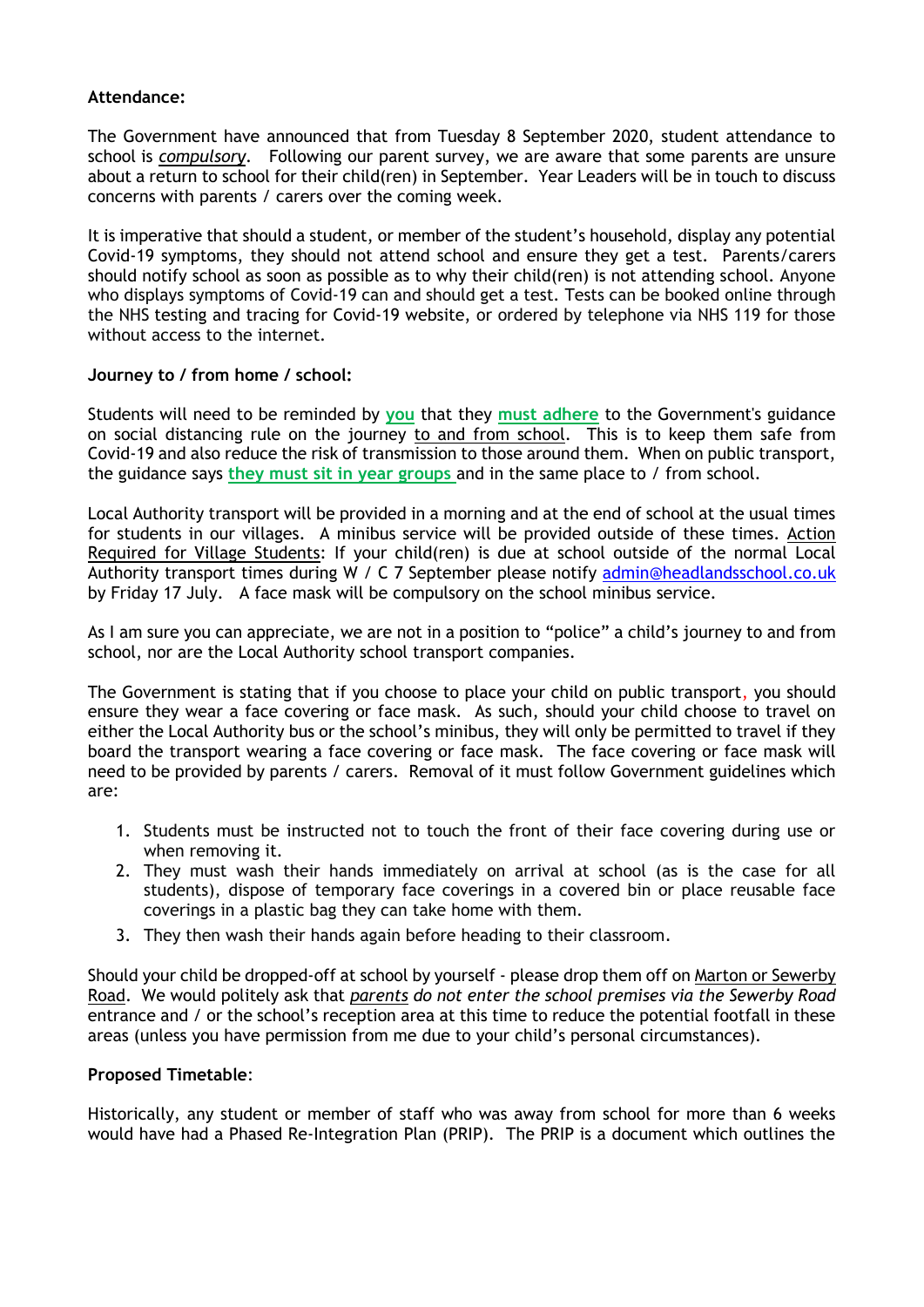**Attendance:**

The Government have announced that from Tuesday 8 September 2020, student attendance to school is ***compulsory***. Following our parent survey, we are aware that some parents are unsure about a return to school for their child(ren) in September. Year Leaders will be in touch to discuss concerns with parents / carers over the coming week.

It is imperative that should a student, or member of the student's household, display any potential Covid-19 symptoms, they should not attend school and ensure they get a test. Parents/carers should notify school as soon as possible as to why their child(ren) is not attending school. Anyone who displays symptoms of Covid-19 can and should get a test. Tests can be booked online through the NHS testing and tracing for Covid-19 website, or ordered by telephone via NHS 119 for those without access to the internet.

**Journey to / from home / school:**

Students will need to be reminded by **you** that they **must adhere** to the Government's guidance on social distancing rule on the journey to and from school. This is to keep them safe from Covid-19 and also reduce the risk of transmission to those around them. When on public transport, the guidance says **they must sit in year groups** and in the same place to / from school.

Local Authority transport will be provided in a morning and at the end of school at the usual times for students in our villages. A minibus service will be provided outside of these times. Action Required for Village Students: If your child(ren) is due at school outside of the normal Local Authority transport times during W / C 7 September please notify admin@headlandsschool.co.uk by Friday 17 July. A face mask will be compulsory on the school minibus service.

As I am sure you can appreciate, we are not in a position to "police" a child's journey to and from school, nor are the Local Authority school transport companies.

The Government is stating that if you choose to place your child on public transport, you should ensure they wear a face covering or face mask. As such, should your child choose to travel on either the Local Authority bus or the school's minibus, they will only be permitted to travel if they board the transport wearing a face covering or face mask. The face covering or face mask will need to be provided by parents / carers. Removal of it must follow Government guidelines which are:

1. Students must be instructed not to touch the front of their face covering during use or when removing it.
2. They must wash their hands immediately on arrival at school (as is the case for all students), dispose of temporary face coverings in a covered bin or place reusable face coverings in a plastic bag they can take home with them.
3. They then wash their hands again before heading to their classroom.

Should your child be dropped-off at school by yourself - please drop them off on Marton or Sewerby Road. We would politely ask that *parents do not enter the school premises via the Sewerby Road* entrance and / or the school's reception area at this time to reduce the potential footfall in these areas (unless you have permission from me due to your child's personal circumstances).

**Proposed Timetable**:

Historically, any student or member of staff who was away from school for more than 6 weeks would have had a Phased Re-Integration Plan (PRIP). The PRIP is a document which outlines the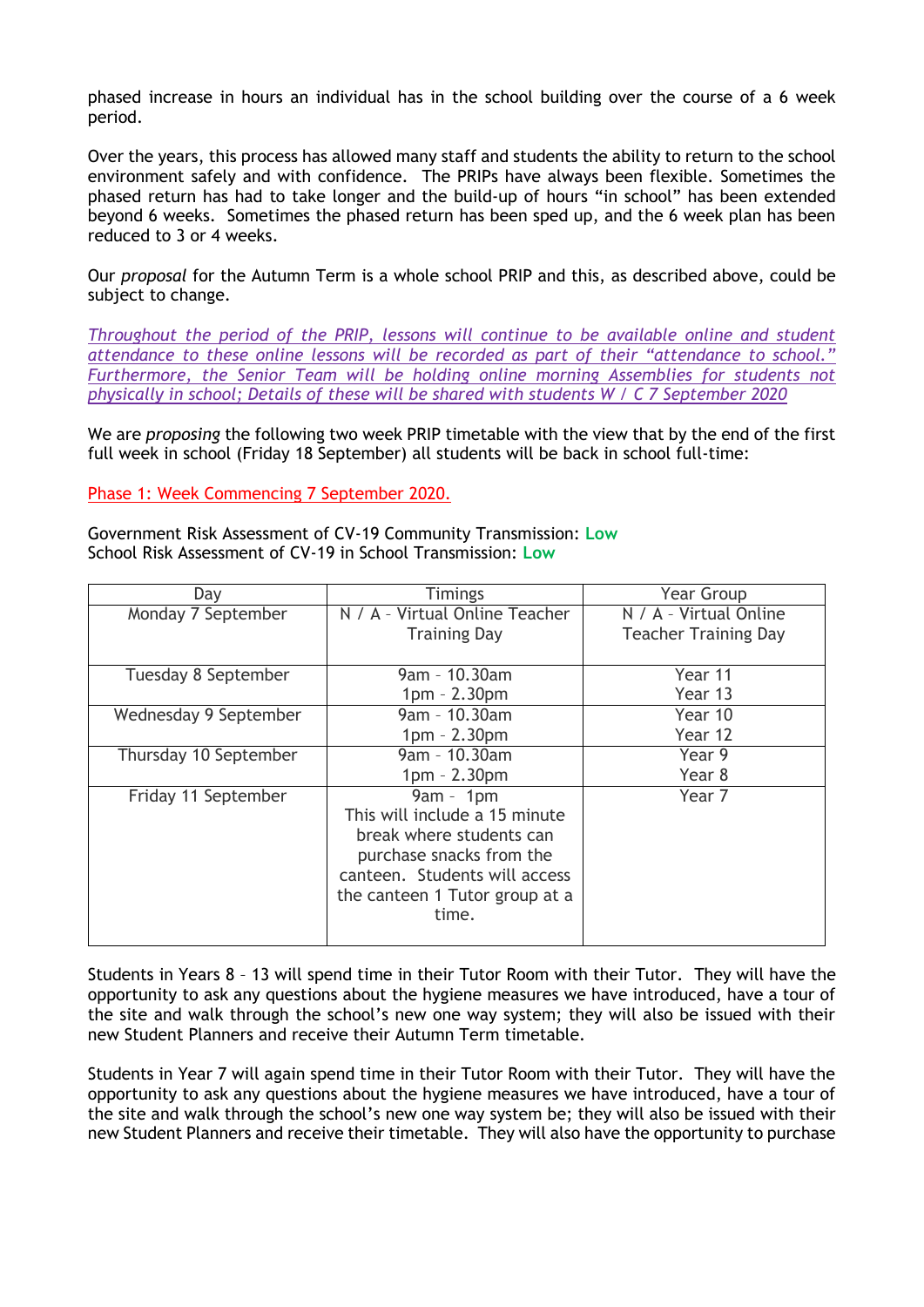phased increase in hours an individual has in the school building over the course of a 6 week period.

Over the years, this process has allowed many staff and students the ability to return to the school environment safely and with confidence. The PRIPs have always been flexible. Sometimes the phased return has had to take longer and the build-up of hours "in school" has been extended beyond 6 weeks. Sometimes the phased return has been sped up, and the 6 week plan has been reduced to 3 or 4 weeks.

Our *proposal* for the Autumn Term is a whole school PRIP and this, as described above, could be subject to change.

*Throughout the period of the PRIP, lessons will continue to be available online and student attendance to these online lessons will be recorded as part of their "attendance to school." Furthermore, the Senior Team will be holding online morning Assemblies for students not physically in school; Details of these will be shared with students W / C 7 September 2020*

We are *proposing* the following two week PRIP timetable with the view that by the end of the first full week in school (Friday 18 September) all students will be back in school full-time:

Phase 1: Week Commencing 7 September 2020.

Government Risk Assessment of CV-19 Community Transmission: **Low**
School Risk Assessment of CV-19 in School Transmission: **Low**

| Day | Timings | Year Group |
|---|---|---|
| Monday 7 September | N / A - Virtual Online Teacher Training Day | N / A - Virtual Online Teacher Training Day |
| Tuesday 8 September | 9am - 10.30am<br>1pm - 2.30pm | Year 11<br>Year 13 |
| Wednesday 9 September | 9am - 10.30am<br>1pm - 2.30pm | Year 10<br>Year 12 |
| Thursday 10 September | 9am - 10.30am<br>1pm - 2.30pm | Year 9<br>Year 8 |
| Friday 11 September | 9am - 1pm<br>This will include a 15 minute break where students can purchase snacks from the canteen. Students will access the canteen 1 Tutor group at a time. | Year 7 |

Students in Years 8 – 13 will spend time in their Tutor Room with their Tutor. They will have the opportunity to ask any questions about the hygiene measures we have introduced, have a tour of the site and walk through the school's new one way system; they will also be issued with their new Student Planners and receive their Autumn Term timetable.

Students in Year 7 will again spend time in their Tutor Room with their Tutor. They will have the opportunity to ask any questions about the hygiene measures we have introduced, have a tour of the site and walk through the school's new one way system be; they will also be issued with their new Student Planners and receive their timetable. They will also have the opportunity to purchase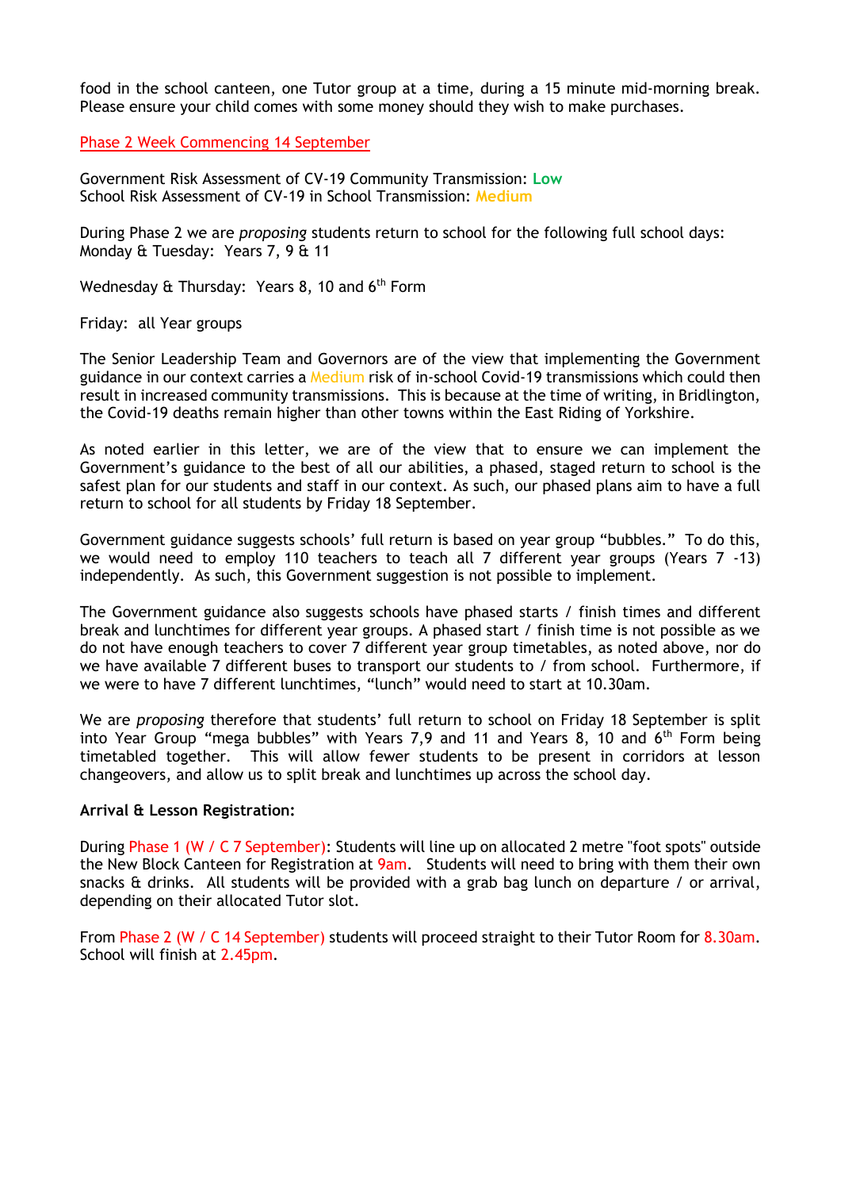food in the school canteen, one Tutor group at a time, during a 15 minute mid-morning break. Please ensure your child comes with some money should they wish to make purchases.

Phase 2 Week Commencing 14 September

Government Risk Assessment of CV-19 Community Transmission: **Low**
School Risk Assessment of CV-19 in School Transmission: **Medium**

During Phase 2 we are *proposing* students return to school for the following full school days:
Monday & Tuesday: Years 7, 9 & 11

Wednesday & Thursday: Years 8, 10 and 6th Form

Friday: all Year groups

The Senior Leadership Team and Governors are of the view that implementing the Government guidance in our context carries a Medium risk of in-school Covid-19 transmissions which could then result in increased community transmissions. This is because at the time of writing, in Bridlington, the Covid-19 deaths remain higher than other towns within the East Riding of Yorkshire.

As noted earlier in this letter, we are of the view that to ensure we can implement the Government's guidance to the best of all our abilities, a phased, staged return to school is the safest plan for our students and staff in our context. As such, our phased plans aim to have a full return to school for all students by Friday 18 September.

Government guidance suggests schools' full return is based on year group "bubbles." To do this, we would need to employ 110 teachers to teach all 7 different year groups (Years 7 -13) independently. As such, this Government suggestion is not possible to implement.

The Government guidance also suggests schools have phased starts / finish times and different break and lunchtimes for different year groups. A phased start / finish time is not possible as we do not have enough teachers to cover 7 different year group timetables, as noted above, nor do we have available 7 different buses to transport our students to / from school. Furthermore, if we were to have 7 different lunchtimes, "lunch" would need to start at 10.30am.

We are *proposing* therefore that students' full return to school on Friday 18 September is split into Year Group "mega bubbles" with Years 7,9 and 11 and Years 8, 10 and 6th Form being timetabled together. This will allow fewer students to be present in corridors at lesson changeovers, and allow us to split break and lunchtimes up across the school day.

**Arrival & Lesson Registration:**

During Phase 1 (W / C 7 September): Students will line up on allocated 2 metre "foot spots" outside the New Block Canteen for Registration at 9am. Students will need to bring with them their own snacks & drinks. All students will be provided with a grab bag lunch on departure / or arrival, depending on their allocated Tutor slot.

From Phase 2 (W / C 14 September) students will proceed straight to their Tutor Room for 8.30am. School will finish at 2.45pm.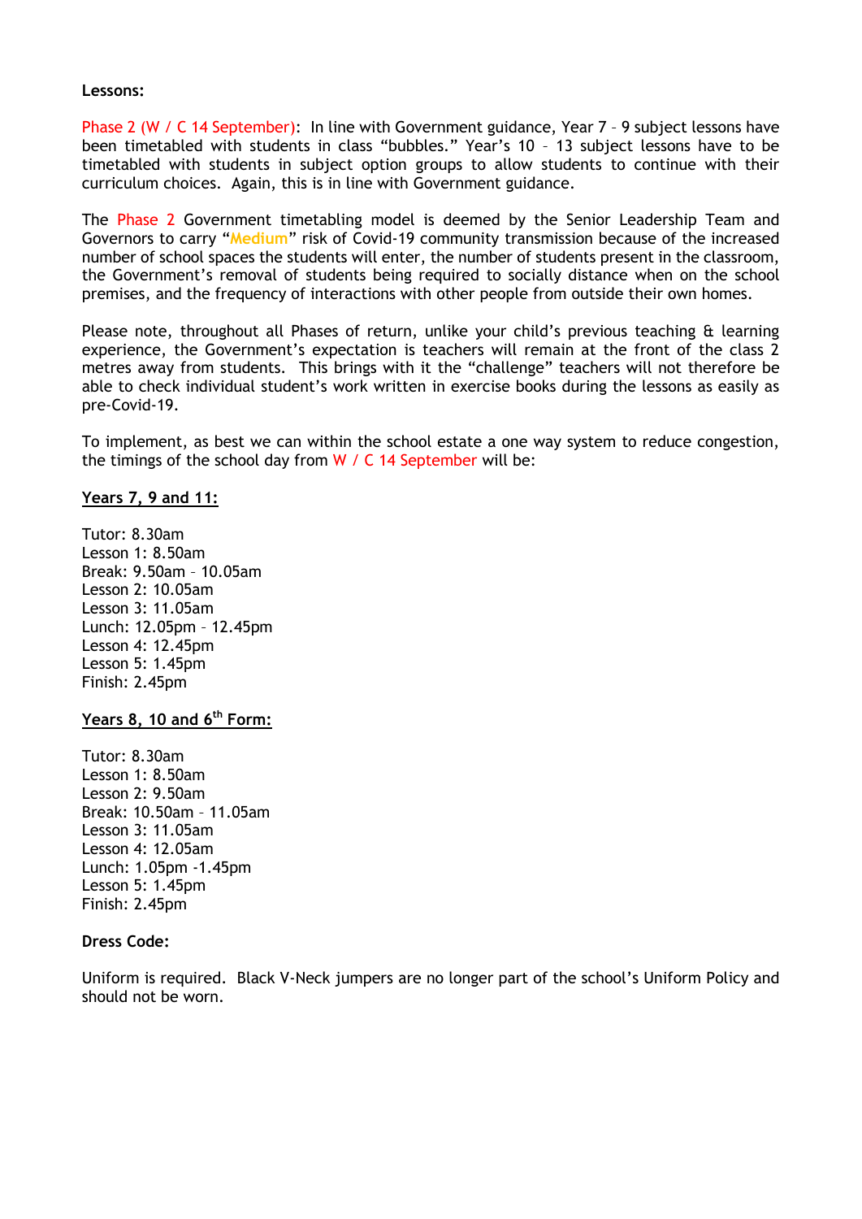**Lessons:**

Phase 2 (W / C 14 September): In line with Government guidance, Year 7 – 9 subject lessons have been timetabled with students in class "bubbles." Year's 10 – 13 subject lessons have to be timetabled with students in subject option groups to allow students to continue with their curriculum choices. Again, this is in line with Government guidance.

The Phase 2 Government timetabling model is deemed by the Senior Leadership Team and Governors to carry "Medium" risk of Covid-19 community transmission because of the increased number of school spaces the students will enter, the number of students present in the classroom, the Government's removal of students being required to socially distance when on the school premises, and the frequency of interactions with other people from outside their own homes.

Please note, throughout all Phases of return, unlike your child's previous teaching & learning experience, the Government's expectation is teachers will remain at the front of the class 2 metres away from students. This brings with it the "challenge" teachers will not therefore be able to check individual student's work written in exercise books during the lessons as easily as pre-Covid-19.

To implement, as best we can within the school estate a one way system to reduce congestion, the timings of the school day from W / C 14 September will be:

**Years 7, 9 and 11:**

Tutor: 8.30am
Lesson 1: 8.50am
Break: 9.50am – 10.05am
Lesson 2: 10.05am
Lesson 3: 11.05am
Lunch: 12.05pm – 12.45pm
Lesson 4: 12.45pm
Lesson 5: 1.45pm
Finish: 2.45pm

**Years 8, 10 and 6th Form:**

Tutor: 8.30am
Lesson 1: 8.50am
Lesson 2: 9.50am
Break: 10.50am – 11.05am
Lesson 3: 11.05am
Lesson 4: 12.05am
Lunch: 1.05pm -1.45pm
Lesson 5: 1.45pm
Finish: 2.45pm

**Dress Code:**

Uniform is required. Black V-Neck jumpers are no longer part of the school's Uniform Policy and should not be worn.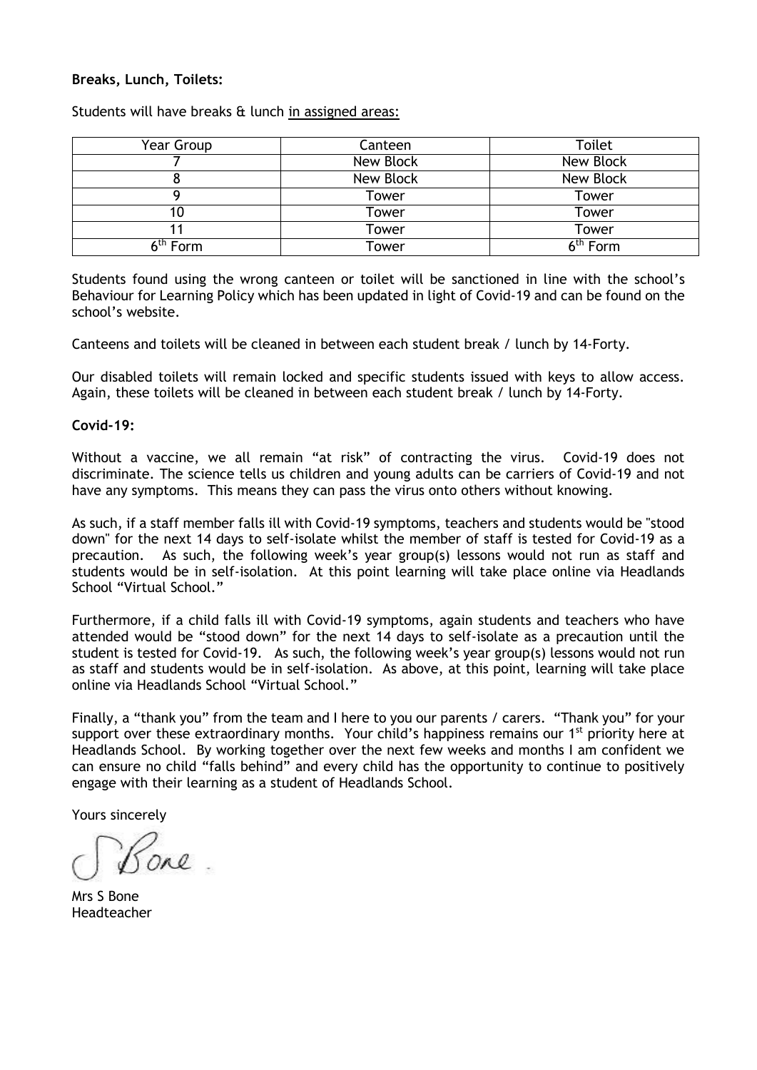**Breaks, Lunch, Toilets:**

Students will have breaks & lunch in assigned areas:

| Year Group | Canteen | Toilet |
|---|---|---|
| 7 | New Block | New Block |
| 8 | New Block | New Block |
| 9 | Tower | Tower |
| 10 | Tower | Tower |
| 11 | Tower | Tower |
| 6th Form | Tower | 6th Form |

Students found using the wrong canteen or toilet will be sanctioned in line with the school's Behaviour for Learning Policy which has been updated in light of Covid-19 and can be found on the school's website.

Canteens and toilets will be cleaned in between each student break / lunch by 14-Forty.

Our disabled toilets will remain locked and specific students issued with keys to allow access. Again, these toilets will be cleaned in between each student break / lunch by 14-Forty.

**Covid-19:**

Without a vaccine, we all remain "at risk" of contracting the virus. Covid-19 does not discriminate. The science tells us children and young adults can be carriers of Covid-19 and not have any symptoms. This means they can pass the virus onto others without knowing.

As such, if a staff member falls ill with Covid-19 symptoms, teachers and students would be "stood down" for the next 14 days to self-isolate whilst the member of staff is tested for Covid-19 as a precaution. As such, the following week's year group(s) lessons would not run as staff and students would be in self-isolation. At this point learning will take place online via Headlands School "Virtual School."

Furthermore, if a child falls ill with Covid-19 symptoms, again students and teachers who have attended would be "stood down" for the next 14 days to self-isolate as a precaution until the student is tested for Covid-19. As such, the following week's year group(s) lessons would not run as staff and students would be in self-isolation. As above, at this point, learning will take place online via Headlands School "Virtual School."

Finally, a "thank you" from the team and I here to you our parents / carers. "Thank you" for your support over these extraordinary months. Your child's happiness remains our 1st priority here at Headlands School. By working together over the next few weeks and months I am confident we can ensure no child "falls behind" and every child has the opportunity to continue to positively engage with their learning as a student of Headlands School.

Yours sincerely

S Bone

Mrs S Bone
Headteacher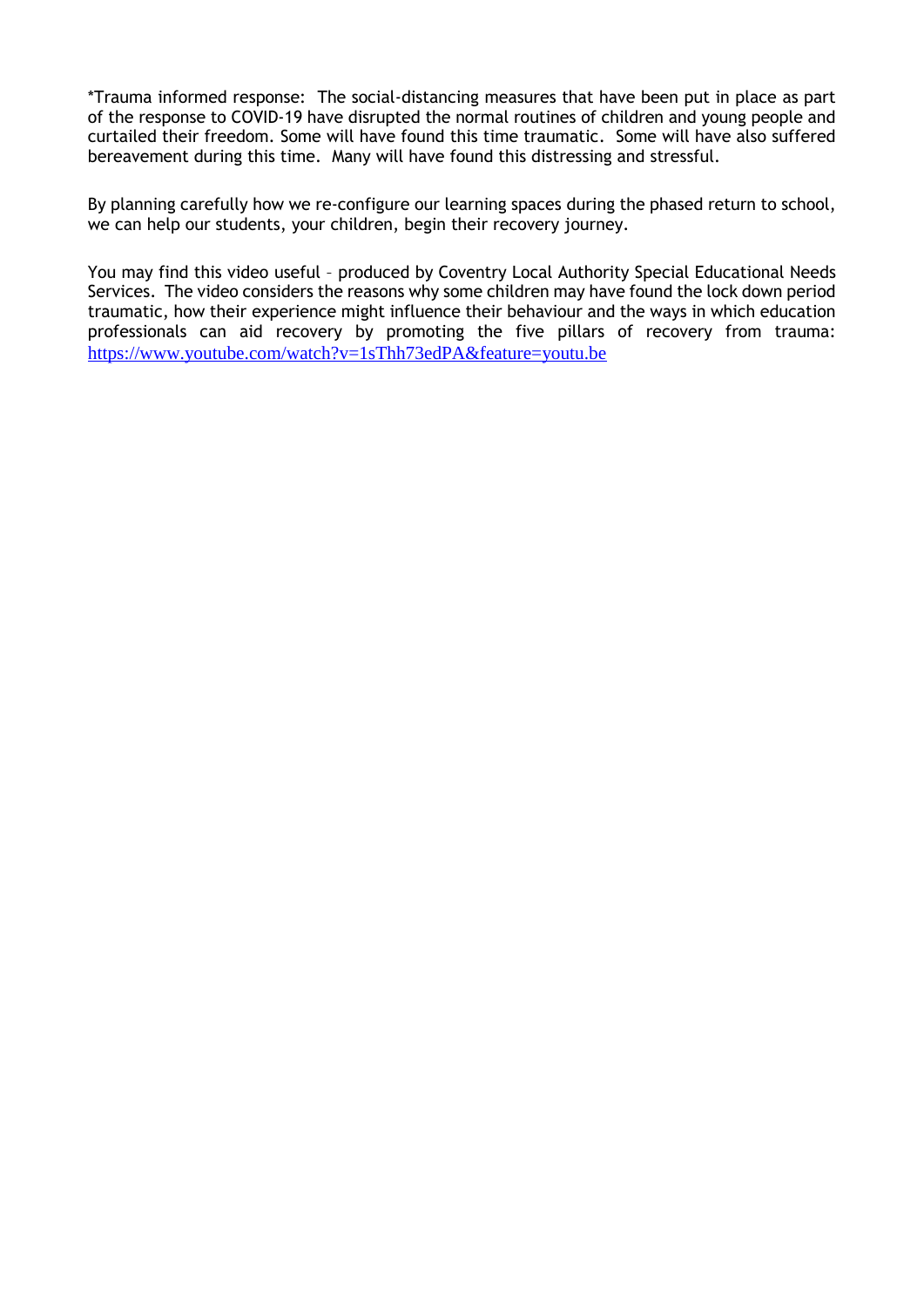*Trauma informed response: The social-distancing measures that have been put in place as part of the response to COVID-19 have disrupted the normal routines of children and young people and curtailed their freedom. Some will have found this time traumatic. Some will have also suffered bereavement during this time. Many will have found this distressing and stressful.

By planning carefully how we re-configure our learning spaces during the phased return to school, we can help our students, your children, begin their recovery journey.

You may find this video useful – produced by Coventry Local Authority Special Educational Needs Services. The video considers the reasons why some children may have found the lock down period traumatic, how their experience might influence their behaviour and the ways in which education professionals can aid recovery by promoting the five pillars of recovery from trauma: https://www.youtube.com/watch?v=1sThh73edPA&feature=youtu.be